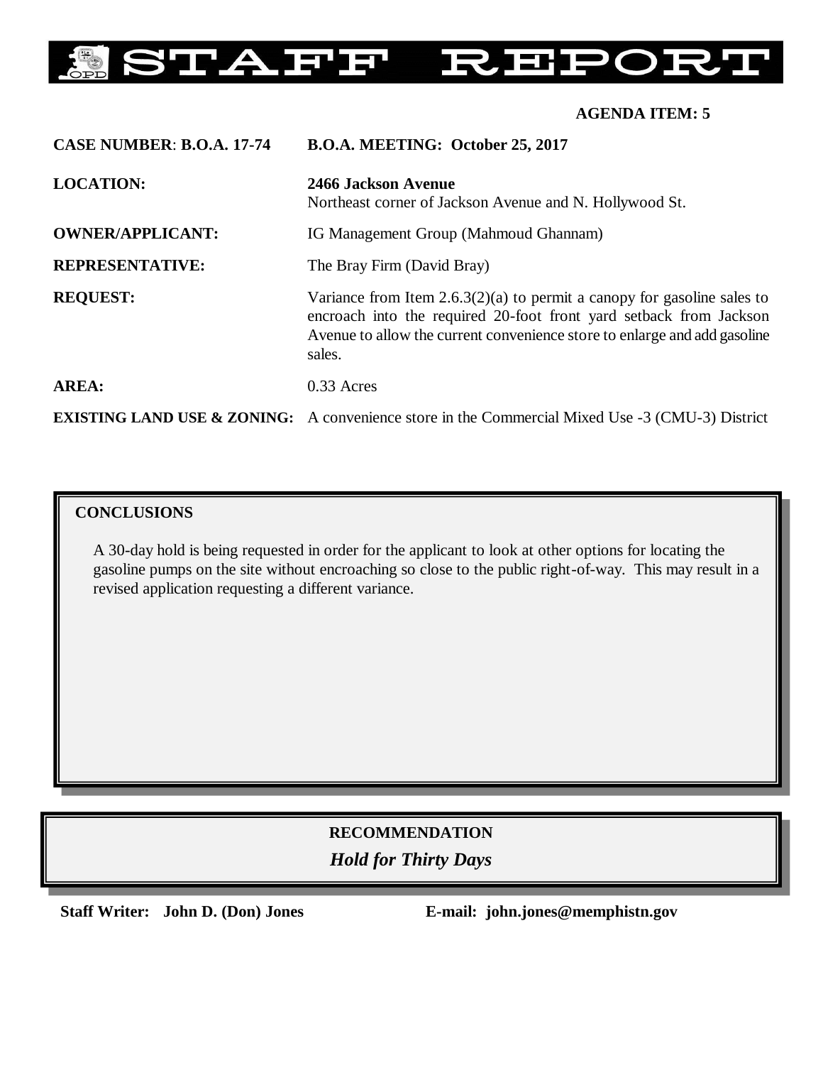# STAFF REPORT

**AGENDA ITEM: 5**

| | |
|---|---|
| **CASE NUMBER**: **B.O.A. 17-74** | **B.O.A. MEETING: October 25, 2017** |
| **LOCATION:** | **2466 Jackson Avenue**<br>Northeast corner of Jackson Avenue and N. Hollywood St. |
| **OWNER/APPLICANT:** | IG Management Group (Mahmoud Ghannam) |
| **REPRESENTATIVE:** | The Bray Firm (David Bray) |
| **REQUEST:** | Variance from Item 2.6.3(2)(a) to permit a canopy for gasoline sales to encroach into the required 20-foot front yard setback from Jackson Avenue to allow the current convenience store to enlarge and add gasoline sales. |
| **AREA:** | 0.33 Acres |
| **EXISTING LAND USE & ZONING:** | A convenience store in the Commercial Mixed Use -3 (CMU-3) District |

## CONCLUSIONS

A 30-day hold is being requested in order for the applicant to look at other options for locating the gasoline pumps on the site without encroaching so close to the public right-of-way. This may result in a revised application requesting a different variance.

## RECOMMENDATION

***Hold for Thirty Days***

**Staff Writer: John D. (Don) Jones** **E-mail: john.jones@memphistn.gov**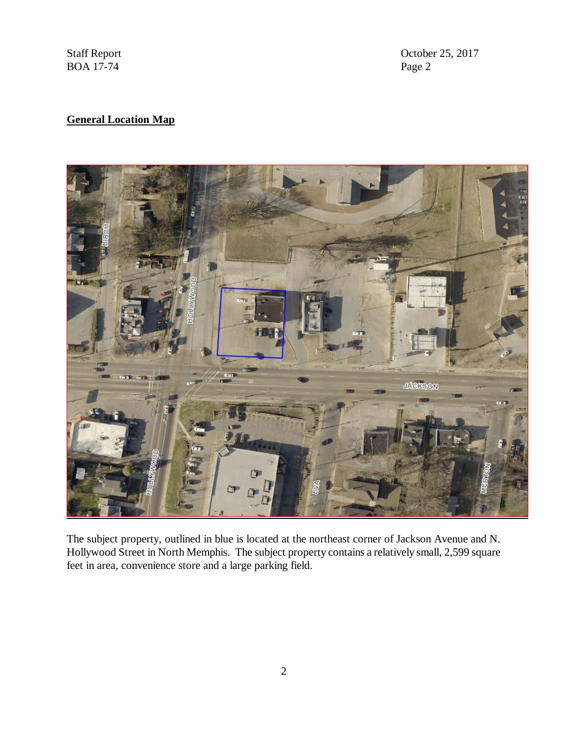## General Location Map

The subject property, outlined in blue is located at the northeast corner of Jackson Avenue and N. Hollywood Street in North Memphis. The subject property contains a relatively small, 2,599 square feet in area, convenience store and a large parking field.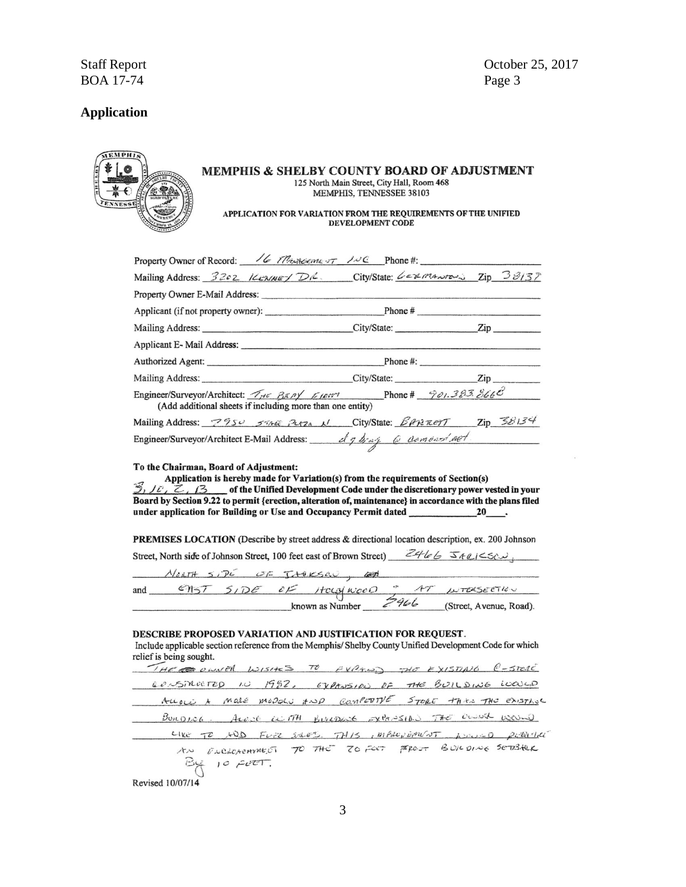## Application

**MEMPHIS & SHELBY COUNTY BOARD OF ADJUSTMENT**
125 North Main Street, City Hall, Room 468
MEMPHIS, TENNESSEE 38103

**APPLICATION FOR VARIATION FROM THE REQUIREMENTS OF THE UNIFIED DEVELOPMENT CODE**

Property Owner of Record: 16 MANAGEMENT INC Phone #: ______

Mailing Address: 3202 KENNEY DR. City/State: GERMANTOWN Zip 38138

Property Owner E-Mail Address: ______

Applicant (if not property owner): ______ Phone # ______

Mailing Address: ______ City/State: ______ Zip ______

Applicant E- Mail Address: ______

Authorized Agent: ______ Phone #: ______

Mailing Address: ______ City/State: ______ Zip ______

Engineer/Surveyor/Architect: THE BRAY FIRM Phone # 901.383.8668
(Add additional sheets if including more than one entity)

Mailing Address: 7950 STAGE PLAZA N City/State: BARTLETT Zip 38134

Engineer/Surveyor/Architect E-Mail Address: dgbray @ comcast.net

**To the Chairman, Board of Adjustment:**

**Application is hereby made for Variation(s) from the requirements of Section(s)** 3, 10, 2, 13 **of the Unified Development Code under the discretionary power vested in your Board by Section 9.22 to permit {erection, alteration of, maintenance} in accordance with the plans filed under application for Building or Use and Occupancy Permit dated ______ 20___.**

**PREMISES LOCATION** (Describe by street address & directional location description, ex. 200 Johnson Street, North side of Johnson Street, 100 feet east of Brown Street) 2466 JACKSON, NORTH SIDE OF JACKSON, and EAST SIDE OF HOLLYWOOD AT INTERSECTION known as Number 2466 (Street, Avenue, Road).

**DESCRIBE PROPOSED VARIATION AND JUSTIFICATION FOR REQUEST.**
Include applicable section reference from the Memphis/ Shelby County Unified Development Code for which relief is being sought.

THE OWNER WISHES TO EXPAND THE EXISTING C-STORE CONSTRUCTED IN 1982. EXPANSION OF THE BUILDING WOULD ALLOW A MORE MODERN AND COMPETITIVE STORE THAN THE EXISTING BUILDING. ALONG WITH BUILDING EXPANSION THE OWNER WOULD LIKE TO ADD FUEL SALES. THIS IMPROVEMENT WOULD REQUIRE AN ENCROACHMENT TO THE 20 FOOT FRONT BUILDING SETBACK BY 10 FEET.

Revised 10/07/14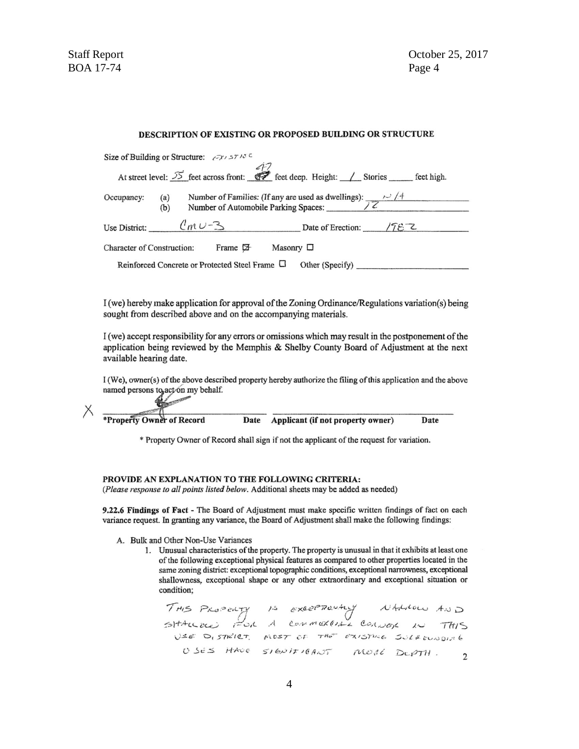## DESCRIPTION OF EXISTING OR PROPOSED BUILDING OR STRUCTURE

Size of Building or Structure: EXISTING

At street level: 55 feet across front: 47 feet deep. Height: 1 Stories ______ feet high.

Occupancy: (a) Number of Families: (If any are used as dwellings): N/A

(b) Number of Automobile Parking Spaces: 12

Use District: CMU-3 Date of Erection: 1982

Character of Construction: Frame ☒ Masonry ☐

Reinforced Concrete or Protected Steel Frame ☐ Other (Specify) ______________

I (we) hereby make application for approval of the Zoning Ordinance/Regulations variation(s) being sought from described above and on the accompanying materials.

I (we) accept responsibility for any errors or omissions which may result in the postponement of the application being reviewed by the Memphis & Shelby County Board of Adjustment at the next available hearing date.

I (We), owner(s) of the above described property hereby authorize the filing of this application and the above named persons to act on my behalf.

X ______________________ ______________________

**\*Property Owner of Record** **Date** **Applicant (if not property owner)** **Date**

\* Property Owner of Record shall sign if not the applicant of the request for variation.

**PROVIDE AN EXPLANATION TO THE FOLLOWING CRITERIA:**

(*Please response to all points listed below.* Additional sheets may be added as needed)

**9.22.6 Findings of Fact** - The Board of Adjustment must make specific written findings of fact on each variance request. In granting any variance, the Board of Adjustment shall make the following findings:

A. Bulk and Other Non-Use Variances

1. Unusual characteristics of the property. The property is unusual in that it exhibits at least one of the following exceptional physical features as compared to other properties located in the same zoning district: exceptional topographic conditions, exceptional narrowness, exceptional shallowness, exceptional shape or any other extraordinary and exceptional situation or condition;

   THIS PROPERTY IS EXCEPTIONALLY NARROW AND SHALLOW FOR A COMMERCIAL CORNER IN THIS USE DISTRICT. MOST OF THE EXISTING SURROUNDING USES HAVE SIGNIFICANT MORE DEPTH.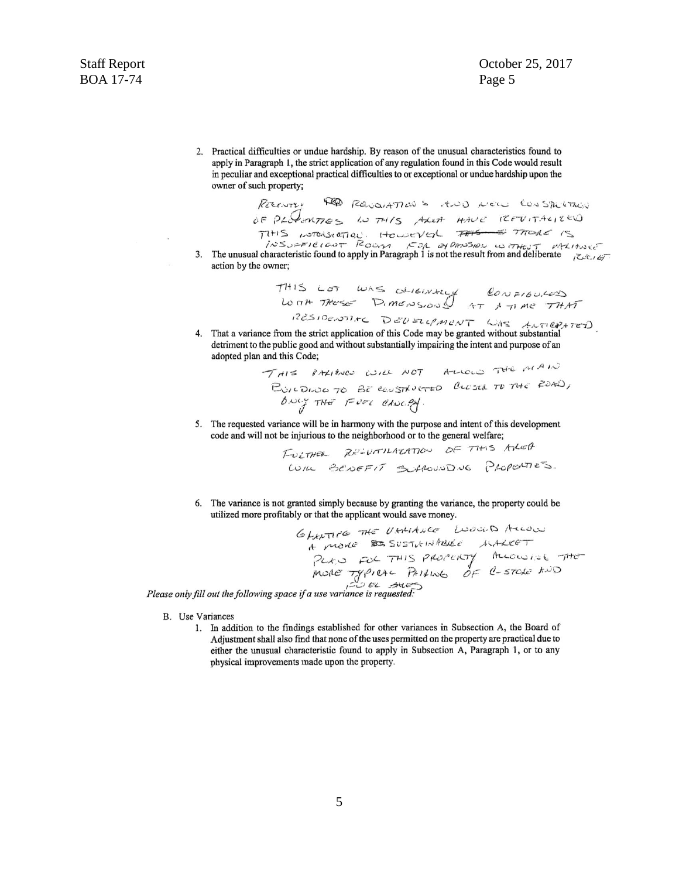2. Practical difficulties or undue hardship. By reason of the unusual characteristics found to apply in Paragraph 1, the strict application of any regulation found in this Code would result in peculiar and exceptional practical difficulties to or exceptional or undue hardship upon the owner of such property;

   RECENTLY ROAD RENOVATIONS AND NEW CONSTRUCTION OF PROPERTIES IN THIS AREA HAVE REVITALIZED THIS INTERSECTION. HOWEVER ~~THIS~~ THERE IS INSUFFICIENT ROOM FOR EXPANSION WITHOUT VARIANCE RELIEF.

3. The unusual characteristic found to apply in Paragraph 1 is not the result from and deliberate action by the owner;

   THIS LOT WAS ORIGINALLY CONFIGURED WITH THESE DIMENSIONS AT A TIME THAT RESIDENTIAL DEVELOPMENT WAS ANTICIPATED.

4. That a variance from the strict application of this Code may be granted without substantial detriment to the public good and without substantially impairing the intent and purpose of an adopted plan and this Code;

   THIS VARIANCE WILL NOT ALLOW THE MAIN BUILDING TO BE CONSTRUCTED CLOSER TO THE ROAD, ONLY THE FUEL CANOPY.

5. The requested variance will be in harmony with the purpose and intent of this development code and will not be injurious to the neighborhood or to the general welfare;

   FURTHER RE-VITALIZATION OF THIS AREA WILL BENEFIT SURROUNDING PROPERTIES.

6. The variance is not granted simply because by granting the variance, the property could be utilized more profitably or that the applicant would save money.

   GRANTING THE VARIANCE WOULD ALLOW A MORE ~~SS~~ SUSTAINABLE MARKET PLAN FOR THIS PROPERTY ALLOWING THE MORE TYPICAL PAIRING OF C-STORE AND FUEL SALES

*Please only fill out the following space if a use variance is requested:*

B. Use Variances

   1. In addition to the findings established for other variances in Subsection A, the Board of Adjustment shall also find that none of the uses permitted on the property are practical due to either the unusual characteristic found to apply in Subsection A, Paragraph 1, or to any physical improvements made upon the property.